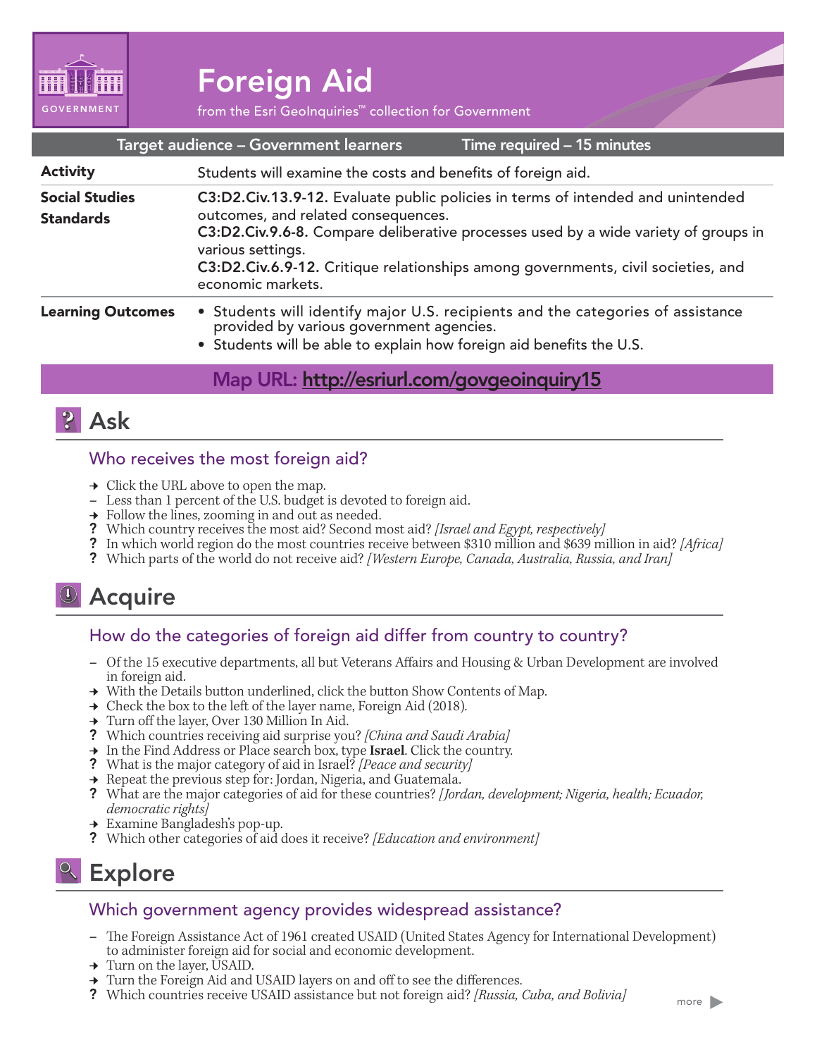# Foreign Aid

from the Esri GeoInquiries™ collection for Government

| Target audience – Government learners | Time required – 15 minutes |
|---|---|

**Activity** Students will examine the costs and benefits of foreign aid.

**Social Studies Standards**

**C3:D2.Civ.13.9-12.** Evaluate public policies in terms of intended and unintended outcomes, and related consequences.
**C3:D2.Civ.9.6-8.** Compare deliberative processes used by a wide variety of groups in various settings.
**C3:D2.Civ.6.9-12.** Critique relationships among governments, civil societies, and economic markets.

**Learning Outcomes**

- Students will identify major U.S. recipients and the categories of assistance provided by various government agencies.
- Students will be able to explain how foreign aid benefits the U.S.

**Map URL: http://esriurl.com/govgeoinquiry15**

## Ask

### Who receives the most foreign aid?

→ Click the URL above to open the map.
– Less than 1 percent of the U.S. budget is devoted to foreign aid.
→ Follow the lines, zooming in and out as needed.
? Which country receives the most aid? Second most aid? *[Israel and Egypt, respectively]*
? In which world region do the most countries receive between $310 million and $639 million in aid? *[Africa]*
? Which parts of the world do not receive aid? *[Western Europe, Canada, Australia, Russia, and Iran]*

## Acquire

### How do the categories of foreign aid differ from country to country?

– Of the 15 executive departments, all but Veterans Affairs and Housing & Urban Development are involved in foreign aid.
→ With the Details button underlined, click the button Show Contents of Map.
→ Check the box to the left of the layer name, Foreign Aid (2018).
→ Turn off the layer, Over 130 Million In Aid.
? Which countries receiving aid surprise you? *[China and Saudi Arabia]*
→ In the Find Address or Place search box, type **Israel**. Click the country.
? What is the major category of aid in Israel? *[Peace and security]*
→ Repeat the previous step for: Jordan, Nigeria, and Guatemala.
? What are the major categories of aid for these countries? *[Jordan, development; Nigeria, health; Ecuador, democratic rights]*
→ Examine Bangladesh's pop-up.
? Which other categories of aid does it receive? *[Education and environment]*

## Explore

### Which government agency provides widespread assistance?

– The Foreign Assistance Act of 1961 created USAID (United States Agency for International Development) to administer foreign aid for social and economic development.
→ Turn on the layer, USAID.
→ Turn the Foreign Aid and USAID layers on and off to see the differences.
? Which countries receive USAID assistance but not foreign aid? *[Russia, Cuba, and Bolivia]*

more ▶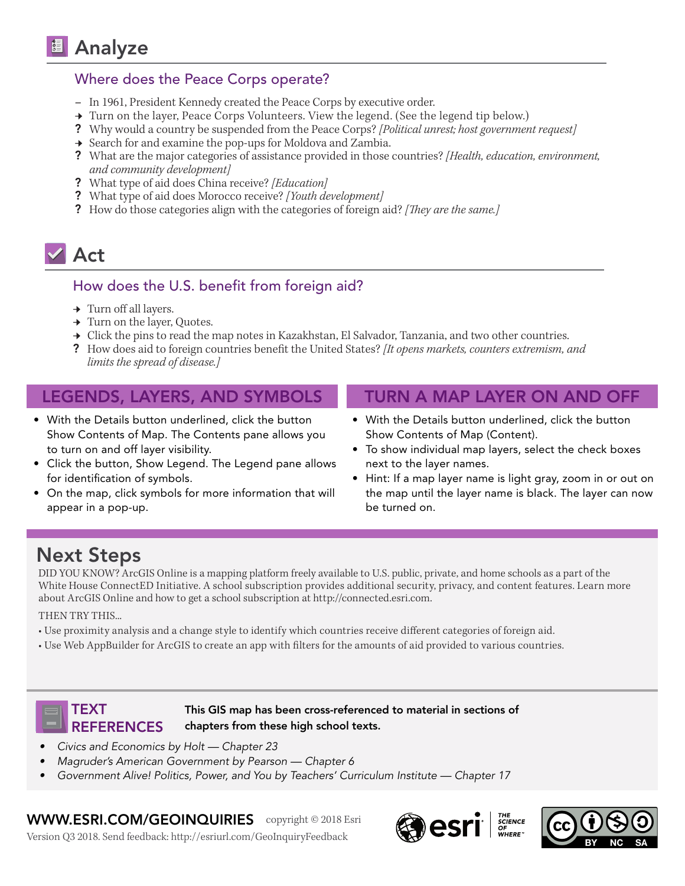# Analyze

## Where does the Peace Corps operate?

- – In 1961, President Kennedy created the Peace Corps by executive order.
- → Turn on the layer, Peace Corps Volunteers. View the legend. (See the legend tip below.)
- ? Why would a country be suspended from the Peace Corps? *[Political unrest; host government request]*
- → Search for and examine the pop-ups for Moldova and Zambia.
- ? What are the major categories of assistance provided in those countries? *[Health, education, environment, and community development]*
- ? What type of aid does China receive? *[Education]*
- ? What type of aid does Morocco receive? *[Youth development]*
- ? How do those categories align with the categories of foreign aid? *[They are the same.]*

# Act

## How does the U.S. benefit from foreign aid?

- → Turn off all layers.
- → Turn on the layer, Quotes.
- → Click the pins to read the map notes in Kazakhstan, El Salvador, Tanzania, and two other countries.
- ? How does aid to foreign countries benefit the United States? *[It opens markets, counters extremism, and limits the spread of disease.]*

### LEGENDS, LAYERS, AND SYMBOLS

- With the Details button underlined, click the button Show Contents of Map. The Contents pane allows you to turn on and off layer visibility.
- Click the button, Show Legend. The Legend pane allows for identification of symbols.
- On the map, click symbols for more information that will appear in a pop-up.

### TURN A MAP LAYER ON AND OFF

- With the Details button underlined, click the button Show Contents of Map (Content).
- To show individual map layers, select the check boxes next to the layer names.
- Hint: If a map layer name is light gray, zoom in or out on the map until the layer name is black. The layer can now be turned on.

# Next Steps

DID YOU KNOW? ArcGIS Online is a mapping platform freely available to U.S. public, private, and home schools as a part of the White House ConnectED Initiative. A school subscription provides additional security, privacy, and content features. Learn more about ArcGIS Online and how to get a school subscription at http://connected.esri.com.

THEN TRY THIS...

- Use proximity analysis and a change style to identify which countries receive different categories of foreign aid.
- Use Web AppBuilder for ArcGIS to create an app with filters for the amounts of aid provided to various countries.

### TEXT REFERENCES

**This GIS map has been cross-referenced to material in sections of chapters from these high school texts.**

- *Civics and Economics by Holt — Chapter 23*
- *Magruder's American Government by Pearson — Chapter 6*
- *Government Alive! Politics, Power, and You by Teachers' Curriculum Institute — Chapter 17*

**WWW.ESRI.COM/GEOINQUIRIES** copyright © 2018 Esri

Version Q3 2018. Send feedback: http://esriurl.com/GeoInquiryFeedback